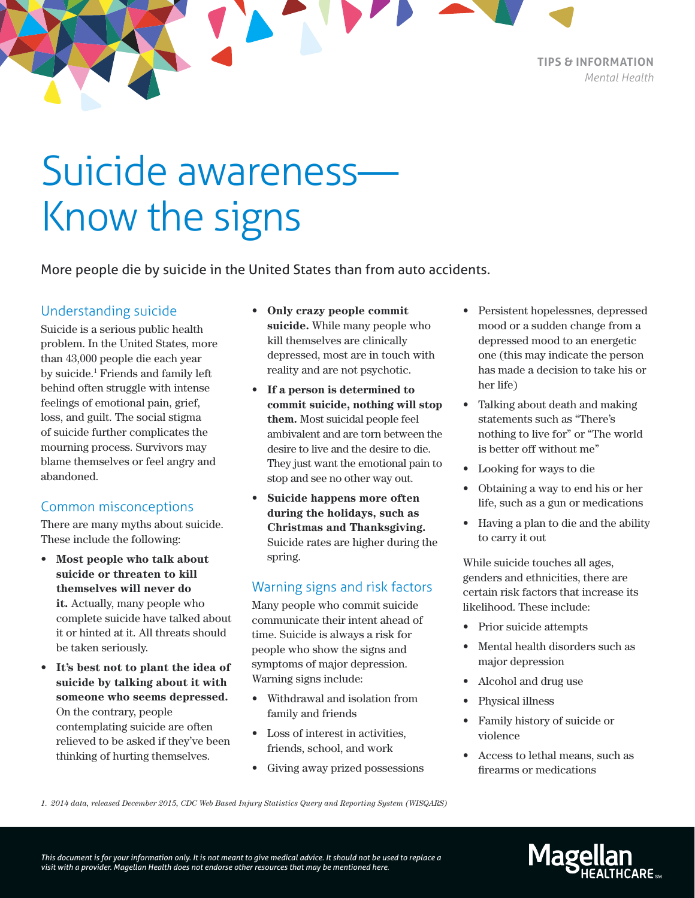TIPS & INFORMATION
*Mental Health*

# Suicide awareness—Know the signs

More people die by suicide in the United States than from auto accidents.

## Understanding suicide

Suicide is a serious public health problem. In the United States, more than 43,000 people die each year by suicide.[1] Friends and family left behind often struggle with intense feelings of emotional pain, grief, loss, and guilt. The social stigma of suicide further complicates the mourning process. Survivors may blame themselves or feel angry and abandoned.

## Common misconceptions

There are many myths about suicide. These include the following:

- **Most people who talk about suicide or threaten to kill themselves will never do it.** Actually, many people who complete suicide have talked about it or hinted at it. All threats should be taken seriously.
- **It's best not to plant the idea of suicide by talking about it with someone who seems depressed.** On the contrary, people contemplating suicide are often relieved to be asked if they've been thinking of hurting themselves.
- **Only crazy people commit suicide.** While many people who kill themselves are clinically depressed, most are in touch with reality and are not psychotic.
- **If a person is determined to commit suicide, nothing will stop them.** Most suicidal people feel ambivalent and are torn between the desire to live and the desire to die. They just want the emotional pain to stop and see no other way out.
- **Suicide happens more often during the holidays, such as Christmas and Thanksgiving.** Suicide rates are higher during the spring.

## Warning signs and risk factors

Many people who commit suicide communicate their intent ahead of time. Suicide is always a risk for people who show the signs and symptoms of major depression. Warning signs include:

- Withdrawal and isolation from family and friends
- Loss of interest in activities, friends, school, and work
- Giving away prized possessions
- Persistent hopelessnes, depressed mood or a sudden change from a depressed mood to an energetic one (this may indicate the person has made a decision to take his or her life)
- Talking about death and making statements such as "There's nothing to live for" or "The world is better off without me"
- Looking for ways to die
- Obtaining a way to end his or her life, such as a gun or medications
- Having a plan to die and the ability to carry it out

While suicide touches all ages, genders and ethnicities, there are certain risk factors that increase its likelihood. These include:

- Prior suicide attempts
- Mental health disorders such as major depression
- Alcohol and drug use
- Physical illness
- Family history of suicide or violence
- Access to lethal means, such as firearms or medications

*1. 2014 data, released December 2015, CDC Web Based Injury Statistics Query and Reporting System (WISQARS)*

*This document is for your information only. It is not meant to give medical advice. It should not be used to replace a visit with a provider. Magellan Health does not endorse other resources that may be mentioned here.*

Magellan HEALTHCARE℠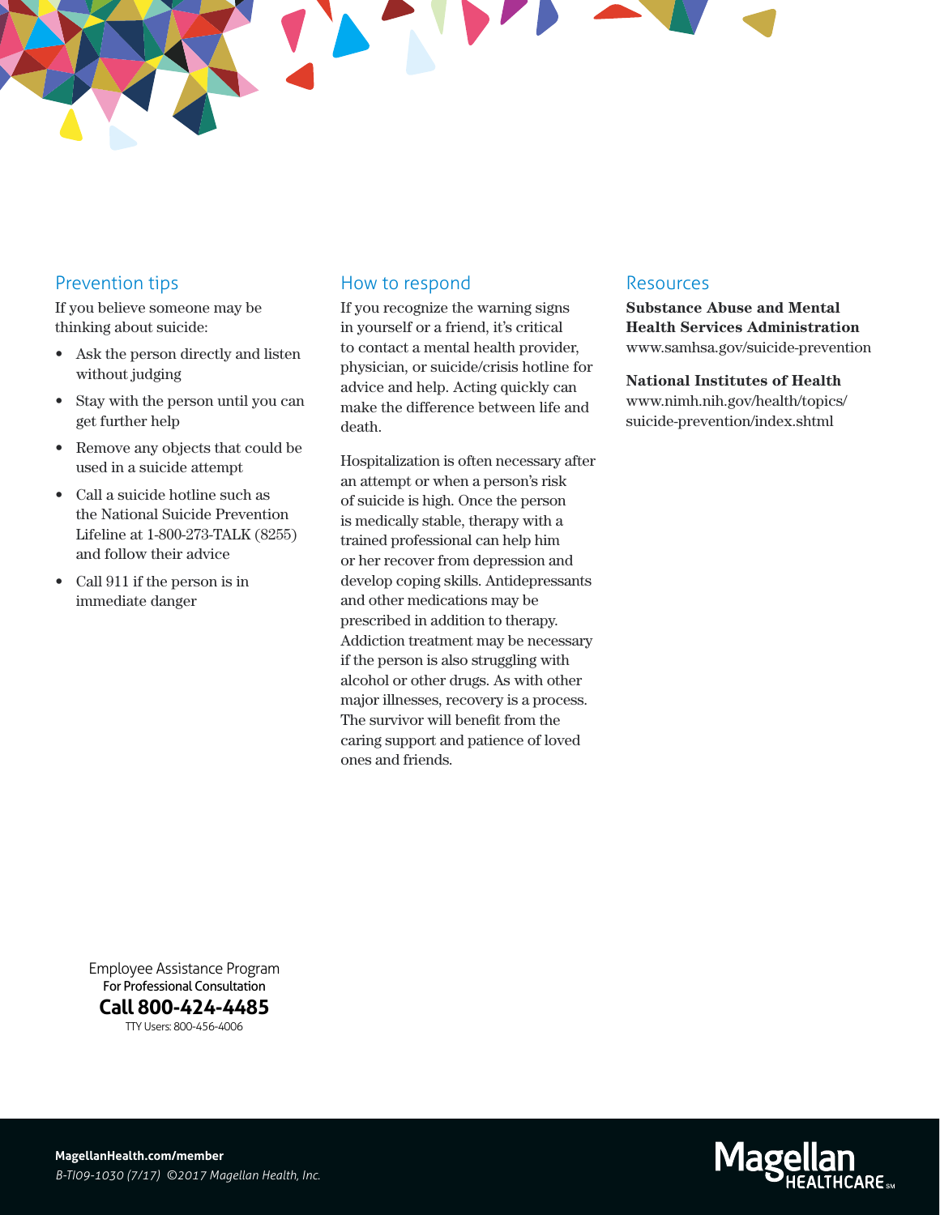## Prevention tips

If you believe someone may be thinking about suicide:

- Ask the person directly and listen without judging
- Stay with the person until you can get further help
- Remove any objects that could be used in a suicide attempt
- Call a suicide hotline such as the National Suicide Prevention Lifeline at 1-800-273-TALK (8255) and follow their advice
- Call 911 if the person is in immediate danger

## How to respond

If you recognize the warning signs in yourself or a friend, it's critical to contact a mental health provider, physician, or suicide/crisis hotline for advice and help. Acting quickly can make the difference between life and death.

Hospitalization is often necessary after an attempt or when a person's risk of suicide is high. Once the person is medically stable, therapy with a trained professional can help him or her recover from depression and develop coping skills. Antidepressants and other medications may be prescribed in addition to therapy. Addiction treatment may be necessary if the person is also struggling with alcohol or other drugs. As with other major illnesses, recovery is a process. The survivor will benefit from the caring support and patience of loved ones and friends.

## Resources

**Substance Abuse and Mental Health Services Administration**
www.samhsa.gov/suicide-prevention

**National Institutes of Health**
www.nimh.nih.gov/health/topics/suicide-prevention/index.shtml

Employee Assistance Program
For Professional Consultation
**Call 800-424-4485**
TTY Users: 800-456-4006

**MagellanHealth.com/member**
*B-TI09-1030 (7/17) ©2017 Magellan Health, Inc.*

Magellan HEALTHCARE℠